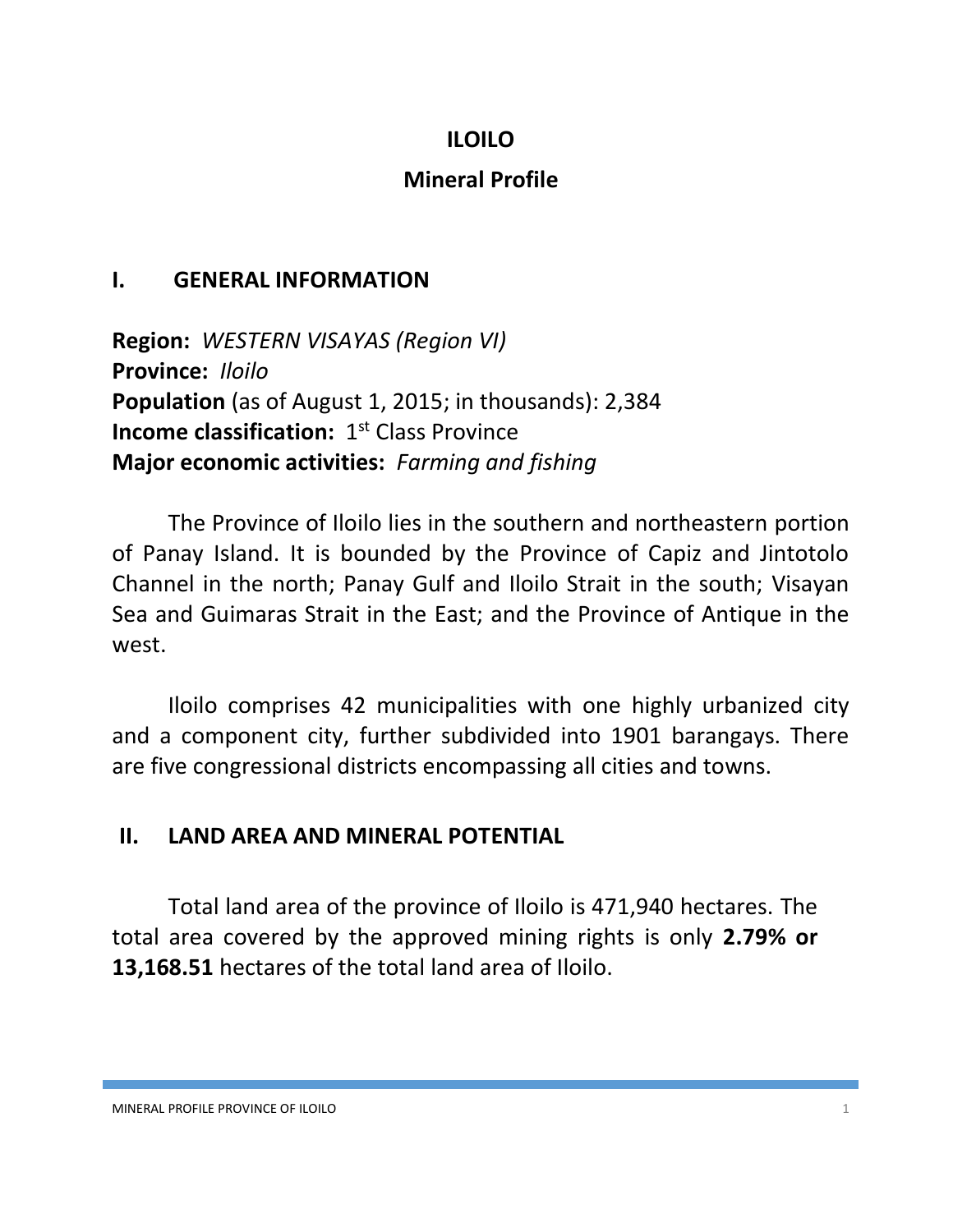# ILOILO

## Mineral Profile

## I. GENERAL INFORMATION

**Region:** *WESTERN VISAYAS (Region VI)*
**Province:** *Iloilo*
**Population** (as of August 1, 2015; in thousands): 2,384
**Income classification:** 1st Class Province
**Major economic activities:** *Farming and fishing*

The Province of Iloilo lies in the southern and northeastern portion of Panay Island. It is bounded by the Province of Capiz and Jintotolo Channel in the north; Panay Gulf and Iloilo Strait in the south; Visayan Sea and Guimaras Strait in the East; and the Province of Antique in the west.

Iloilo comprises 42 municipalities with one highly urbanized city and a component city, further subdivided into 1901 barangays. There are five congressional districts encompassing all cities and towns.

## II. LAND AREA AND MINERAL POTENTIAL

Total land area of the province of Iloilo is 471,940 hectares. The total area covered by the approved mining rights is only **2.79% or 13,168.51** hectares of the total land area of Iloilo.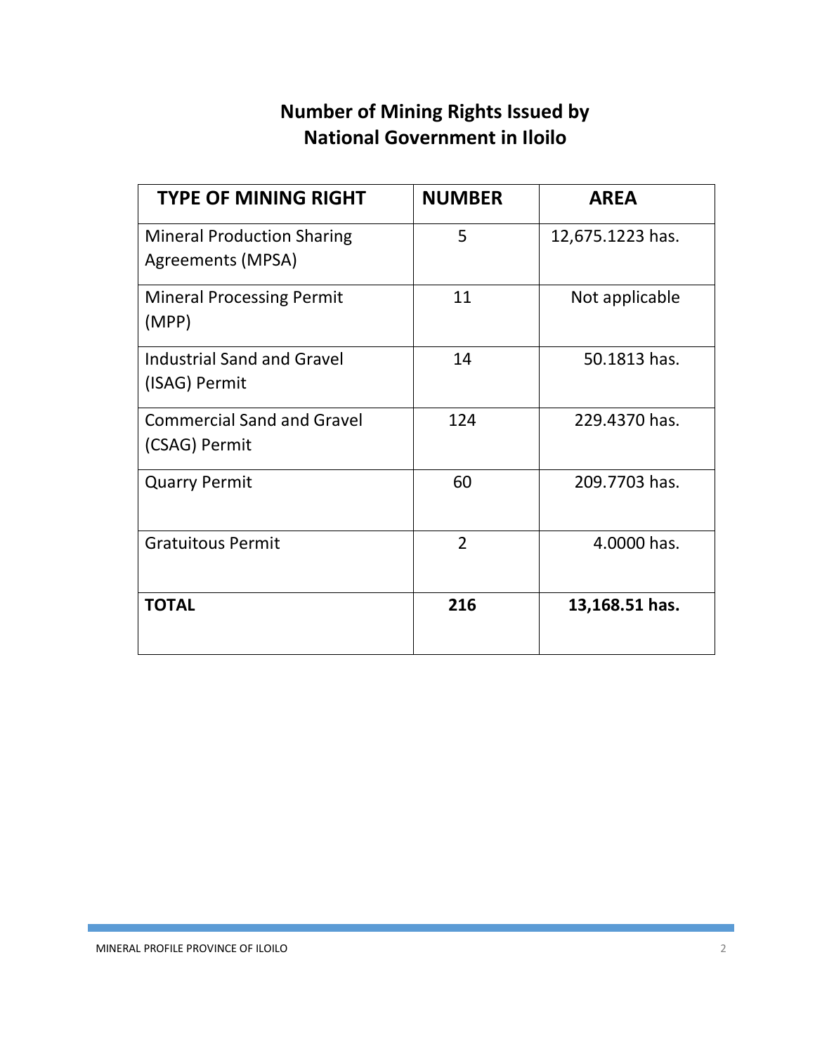# Number of Mining Rights Issued by National Government in Iloilo

| TYPE OF MINING RIGHT | NUMBER | AREA |
| --- | --- | --- |
| Mineral Production Sharing Agreements (MPSA) | 5 | 12,675.1223 has. |
| Mineral Processing Permit (MPP) | 11 | Not applicable |
| Industrial Sand and Gravel (ISAG) Permit | 14 | 50.1813 has. |
| Commercial Sand and Gravel (CSAG) Permit | 124 | 229.4370 has. |
| Quarry Permit | 60 | 209.7703 has. |
| Gratuitous Permit | 2 | 4.0000 has. |
| **TOTAL** | **216** | **13,168.51 has.** |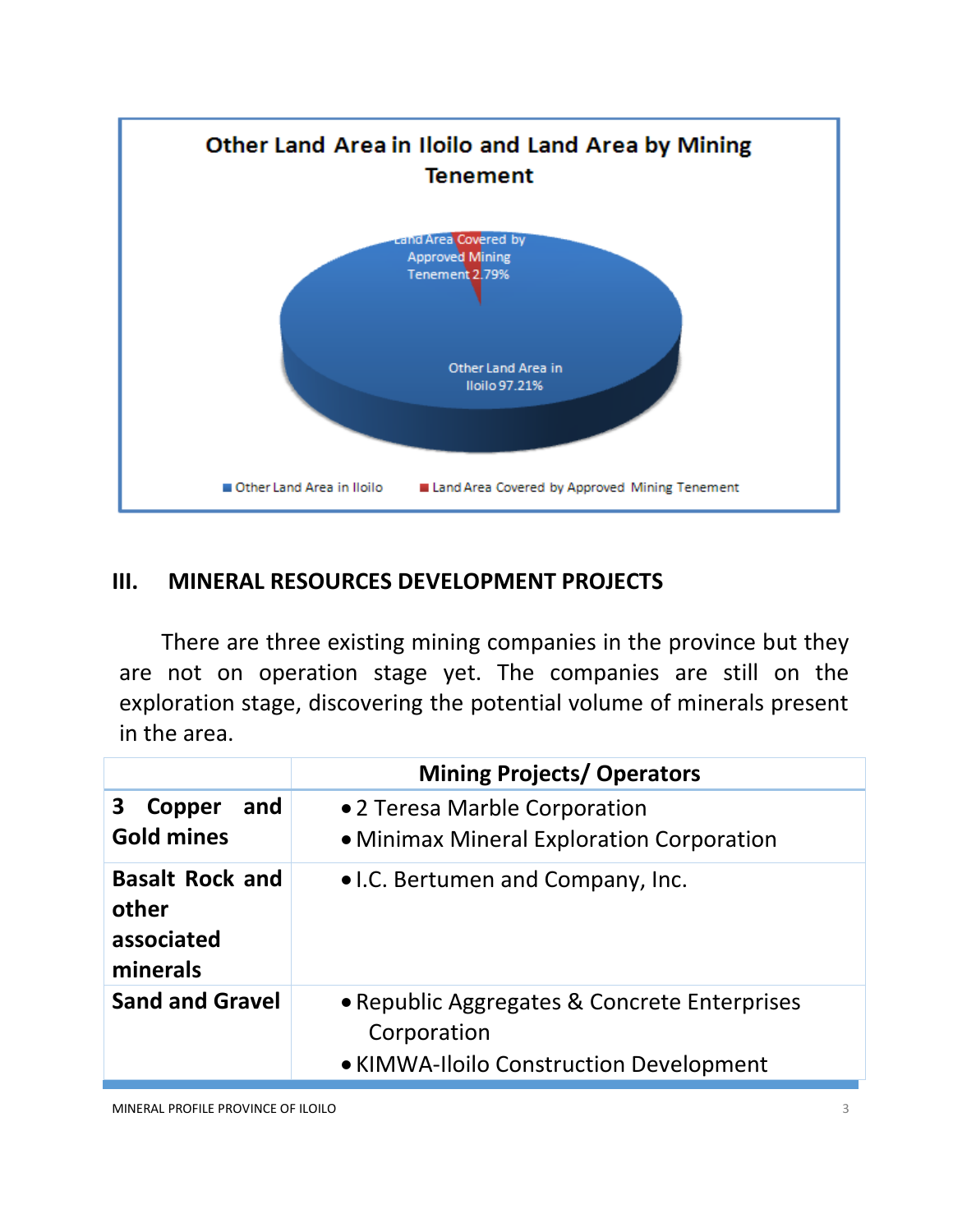**Other Land Area in Iloilo and Land Area by Mining Tenement**

- Land Area Covered by Approved Mining Tenement 2.79%
- Other Land Area in Iloilo 97.21%

■ Other Land Area in Iloilo ■ Land Area Covered by Approved Mining Tenement

## III. MINERAL RESOURCES DEVELOPMENT PROJECTS

There are three existing mining companies in the province but they are not on operation stage yet. The companies are still on the exploration stage, discovering the potential volume of minerals present in the area.

| | Mining Projects/ Operators |
|---|---|
| **3 Copper and Gold mines** | • 2 Teresa Marble Corporation<br>• Minimax Mineral Exploration Corporation |
| **Basalt Rock and other associated minerals** | • I.C. Bertumen and Company, Inc. |
| **Sand and Gravel** | • Republic Aggregates & Concrete Enterprises Corporation<br>• KIMWA-Iloilo Construction Development |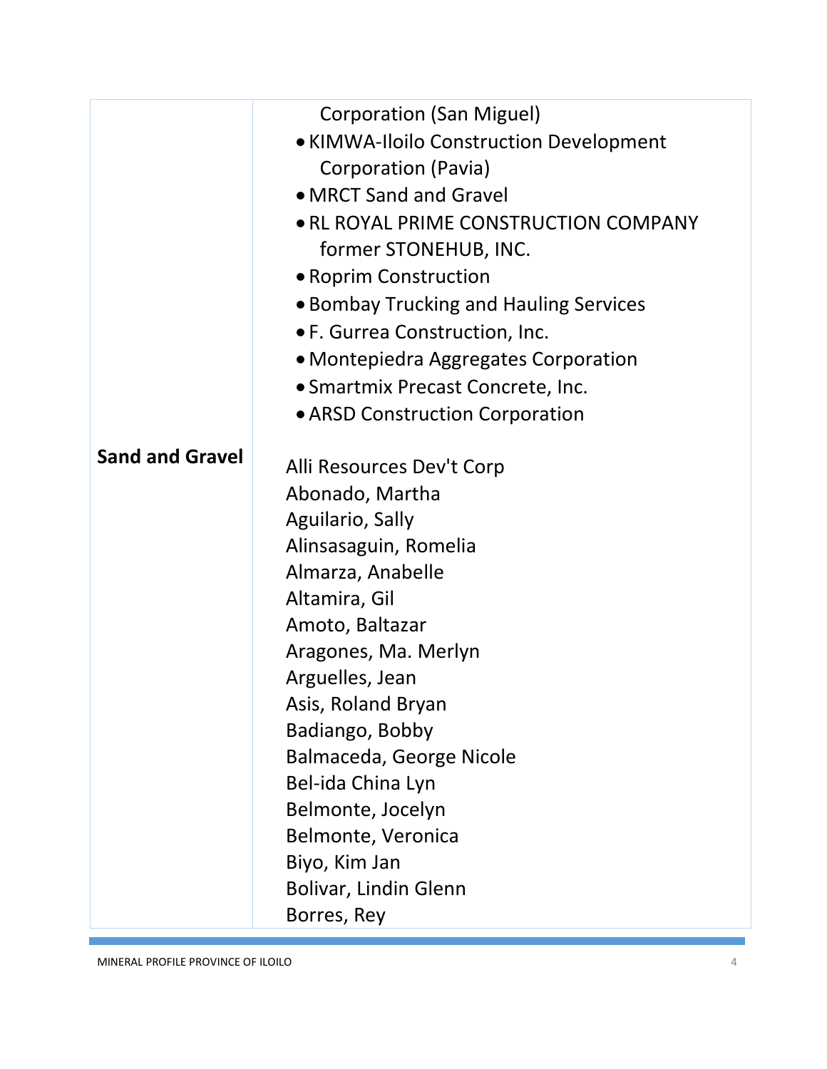| | |
|---|---|
| | Corporation (San Miguel)<br>• KIMWA-Iloilo Construction Development Corporation (Pavia)<br>• MRCT Sand and Gravel<br>• RL ROYAL PRIME CONSTRUCTION COMPANY former STONEHUB, INC.<br>• Roprim Construction<br>• Bombay Trucking and Hauling Services<br>• F. Gurrea Construction, Inc.<br>• Montepiedra Aggregates Corporation<br>• Smartmix Precast Concrete, Inc.<br>• ARSD Construction Corporation |
| **Sand and Gravel** | Alli Resources Dev't Corp<br>Abonado, Martha<br>Aguilario, Sally<br>Alinsasaguin, Romelia<br>Almarza, Anabelle<br>Altamira, Gil<br>Amoto, Baltazar<br>Aragones, Ma. Merlyn<br>Arguelles, Jean<br>Asis, Roland Bryan<br>Badiango, Bobby<br>Balmaceda, George Nicole<br>Bel-ida China Lyn<br>Belmonte, Jocelyn<br>Belmonte, Veronica<br>Biyo, Kim Jan<br>Bolivar, Lindin Glenn<br>Borres, Rey |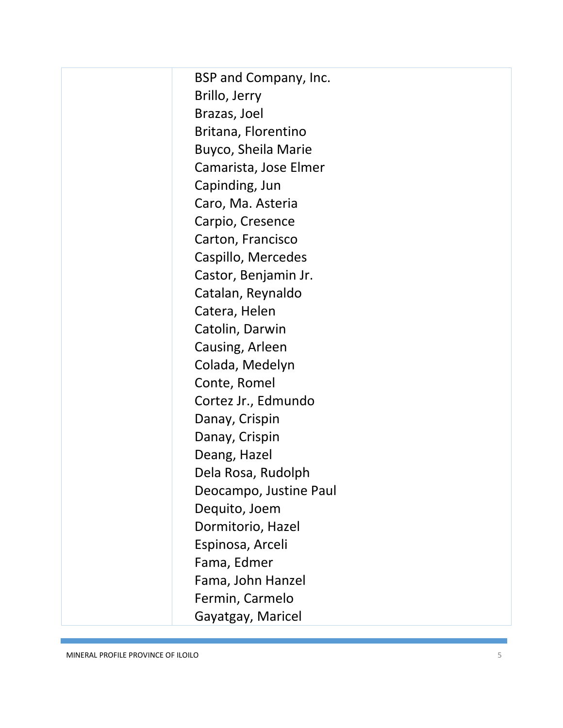|  | BSP and Company, Inc.<br>Brillo, Jerry<br>Brazas, Joel<br>Britana, Florentino<br>Buyco, Sheila Marie<br>Camarista, Jose Elmer<br>Capinding, Jun<br>Caro, Ma. Asteria<br>Carpio, Cresence<br>Carton, Francisco<br>Caspillo, Mercedes<br>Castor, Benjamin Jr.<br>Catalan, Reynaldo<br>Catera, Helen<br>Catolin, Darwin<br>Causing, Arleen<br>Colada, Medelyn<br>Conte, Romel<br>Cortez Jr., Edmundo<br>Danay, Crispin<br>Danay, Crispin<br>Deang, Hazel<br>Dela Rosa, Rudolph<br>Deocampo, Justine Paul<br>Dequito, Joem<br>Dormitorio, Hazel<br>Espinosa, Arceli<br>Fama, Edmer<br>Fama, John Hanzel<br>Fermin, Carmelo<br>Gayatgay, Maricel |
|---|---|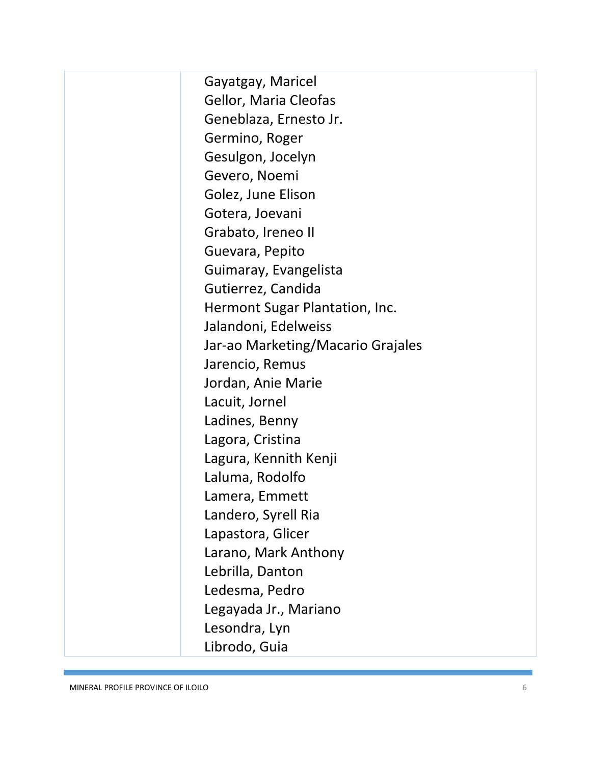| | |
|---|---|
| | Gayatgay, Maricel |
| | Gellor, Maria Cleofas |
| | Geneblaza, Ernesto Jr. |
| | Germino, Roger |
| | Gesulgon, Jocelyn |
| | Gevero, Noemi |
| | Golez, June Elison |
| | Gotera, Joevani |
| | Grabato, Ireneo II |
| | Guevara, Pepito |
| | Guimaray, Evangelista |
| | Gutierrez, Candida |
| | Hermont Sugar Plantation, Inc. |
| | Jalandoni, Edelweiss |
| | Jar-ao Marketing/Macario Grajales |
| | Jarencio, Remus |
| | Jordan, Anie Marie |
| | Lacuit, Jornel |
| | Ladines, Benny |
| | Lagora, Cristina |
| | Lagura, Kennith Kenji |
| | Laluma, Rodolfo |
| | Lamera, Emmett |
| | Landero, Syrell Ria |
| | Lapastora, Glicer |
| | Larano, Mark Anthony |
| | Lebrilla, Danton |
| | Ledesma, Pedro |
| | Legayada Jr., Mariano |
| | Lesondra, Lyn |
| | Librodo, Guia |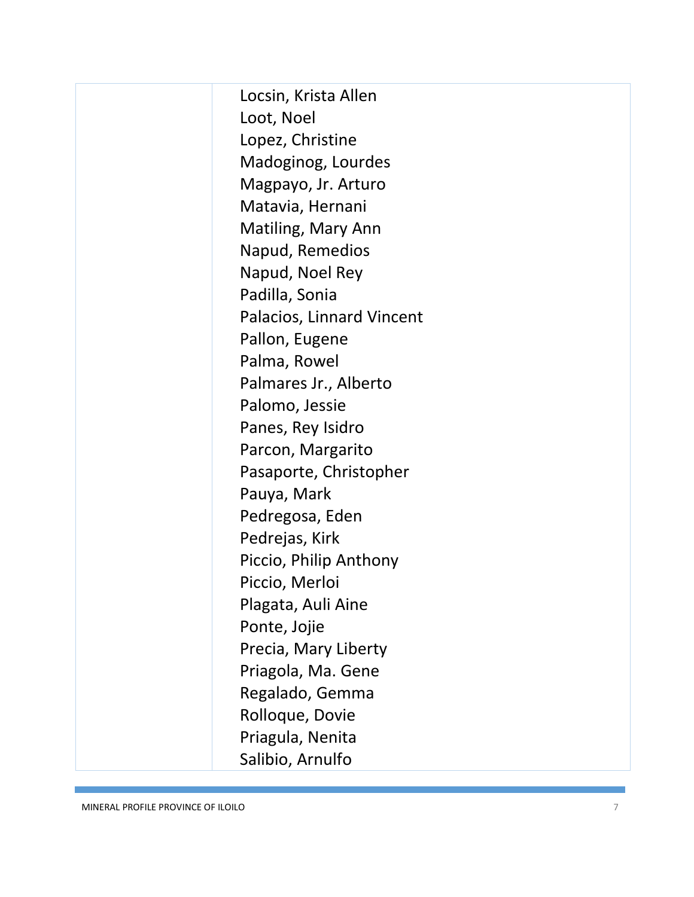|  | Locsin, Krista Allen<br>Loot, Noel<br>Lopez, Christine<br>Madoginog, Lourdes<br>Magpayo, Jr. Arturo<br>Matavia, Hernani<br>Matiling, Mary Ann<br>Napud, Remedios<br>Napud, Noel Rey<br>Padilla, Sonia<br>Palacios, Linnard Vincent<br>Pallon, Eugene<br>Palma, Rowel<br>Palmares Jr., Alberto<br>Palomo, Jessie<br>Panes, Rey Isidro<br>Parcon, Margarito<br>Pasaporte, Christopher<br>Pauya, Mark<br>Pedregosa, Eden<br>Pedrejas, Kirk<br>Piccio, Philip Anthony<br>Piccio, Merloi<br>Plagata, Auli Aine<br>Ponte, Jojie<br>Precia, Mary Liberty<br>Priagola, Ma. Gene<br>Regalado, Gemma<br>Rolloque, Dovie<br>Priagula, Nenita<br>Salibio, Arnulfo |
|---|---|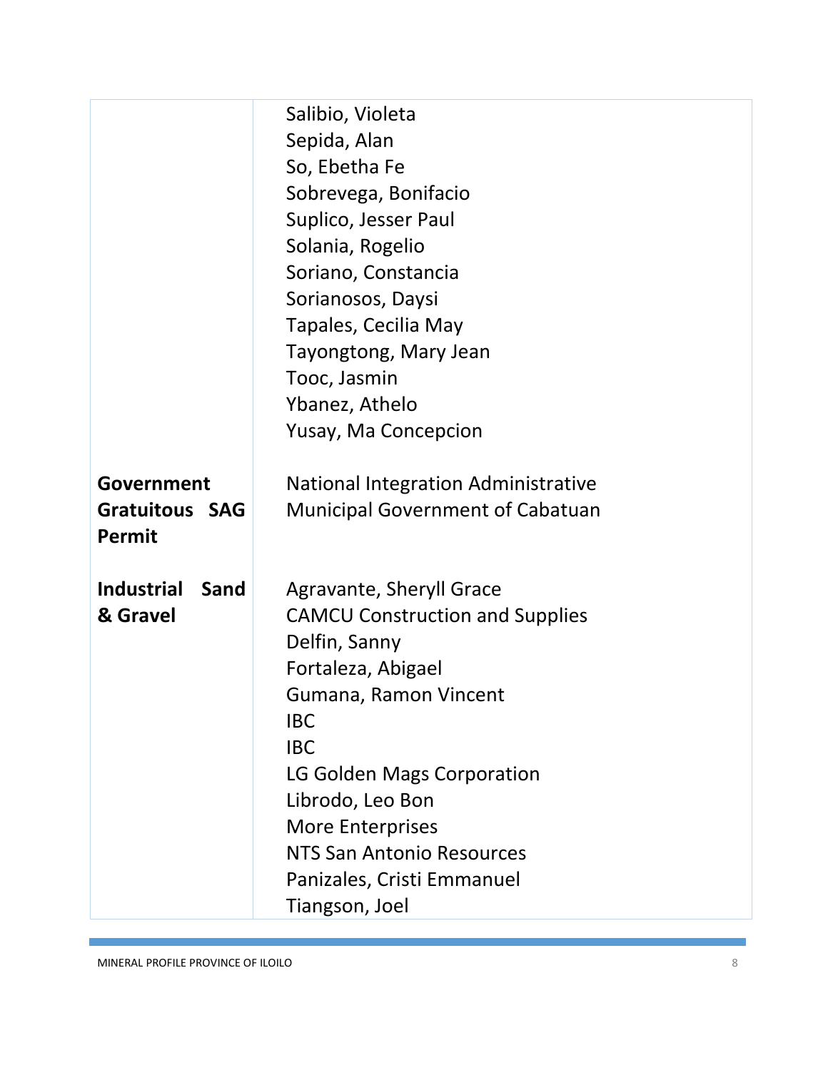| | |
|---|---|
| | Salibio, Violeta<br>Sepida, Alan<br>So, Ebetha Fe<br>Sobrevega, Bonifacio<br>Suplico, Jesser Paul<br>Solania, Rogelio<br>Soriano, Constancia<br>Sorianosos, Daysi<br>Tapales, Cecilia May<br>Tayongtong, Mary Jean<br>Tooc, Jasmin<br>Ybanez, Athelo<br>Yusay, Ma Concepcion |
| **Government Gratuitous SAG Permit** | National Integration Administrative<br>Municipal Government of Cabatuan |
| **Industrial Sand & Gravel** | Agravante, Sheryll Grace<br>CAMCU Construction and Supplies<br>Delfin, Sanny<br>Fortaleza, Abigael<br>Gumana, Ramon Vincent<br>IBC<br>IBC<br>LG Golden Mags Corporation<br>Librodo, Leo Bon<br>More Enterprises<br>NTS San Antonio Resources<br>Panizales, Cristi Emmanuel<br>Tiangson, Joel |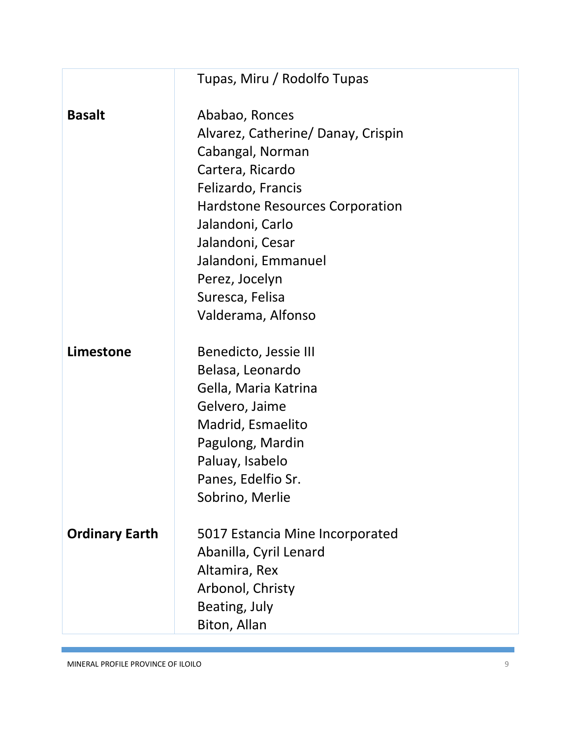| | |
|---|---|
| | Tupas, Miru / Rodolfo Tupas |
| **Basalt** | Ababao, Ronces<br>Alvarez, Catherine/ Danay, Crispin<br>Cabangal, Norman<br>Cartera, Ricardo<br>Felizardo, Francis<br>Hardstone Resources Corporation<br>Jalandoni, Carlo<br>Jalandoni, Cesar<br>Jalandoni, Emmanuel<br>Perez, Jocelyn<br>Suresca, Felisa<br>Valderama, Alfonso |
| **Limestone** | Benedicto, Jessie III<br>Belasa, Leonardo<br>Gella, Maria Katrina<br>Gelvero, Jaime<br>Madrid, Esmaelito<br>Pagulong, Mardin<br>Paluay, Isabelo<br>Panes, Edelfio Sr.<br>Sobrino, Merlie |
| **Ordinary Earth** | 5017 Estancia Mine Incorporated<br>Abanilla, Cyril Lenard<br>Altamira, Rex<br>Arbonol, Christy<br>Beating, July<br>Biton, Allan |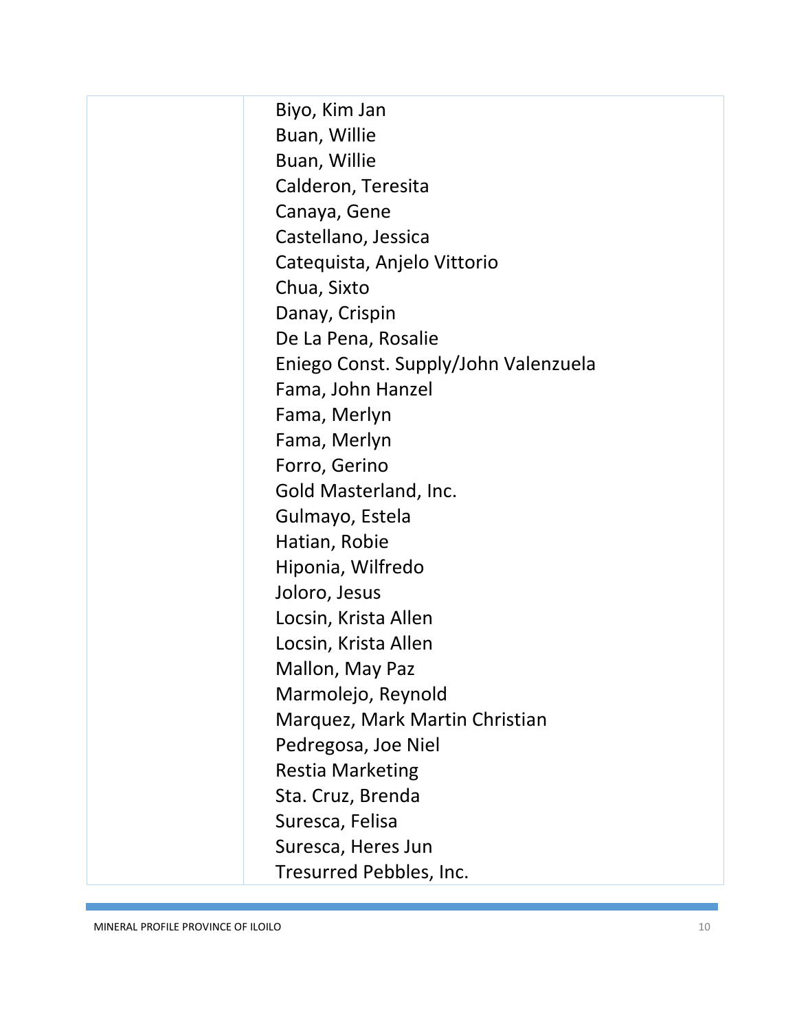|  | Biyo, Kim Jan<br>Buan, Willie<br>Buan, Willie<br>Calderon, Teresita<br>Canaya, Gene<br>Castellano, Jessica<br>Catequista, Anjelo Vittorio<br>Chua, Sixto<br>Danay, Crispin<br>De La Pena, Rosalie<br>Eniego Const. Supply/John Valenzuela<br>Fama, John Hanzel<br>Fama, Merlyn<br>Fama, Merlyn<br>Forro, Gerino<br>Gold Masterland, Inc.<br>Gulmayo, Estela<br>Hatian, Robie<br>Hiponia, Wilfredo<br>Joloro, Jesus<br>Locsin, Krista Allen<br>Locsin, Krista Allen<br>Mallon, May Paz<br>Marmolejo, Reynold<br>Marquez, Mark Martin Christian<br>Pedregosa, Joe Niel<br>Restia Marketing<br>Sta. Cruz, Brenda<br>Suresca, Felisa<br>Suresca, Heres Jun<br>Tresurred Pebbles, Inc. |
|---|---|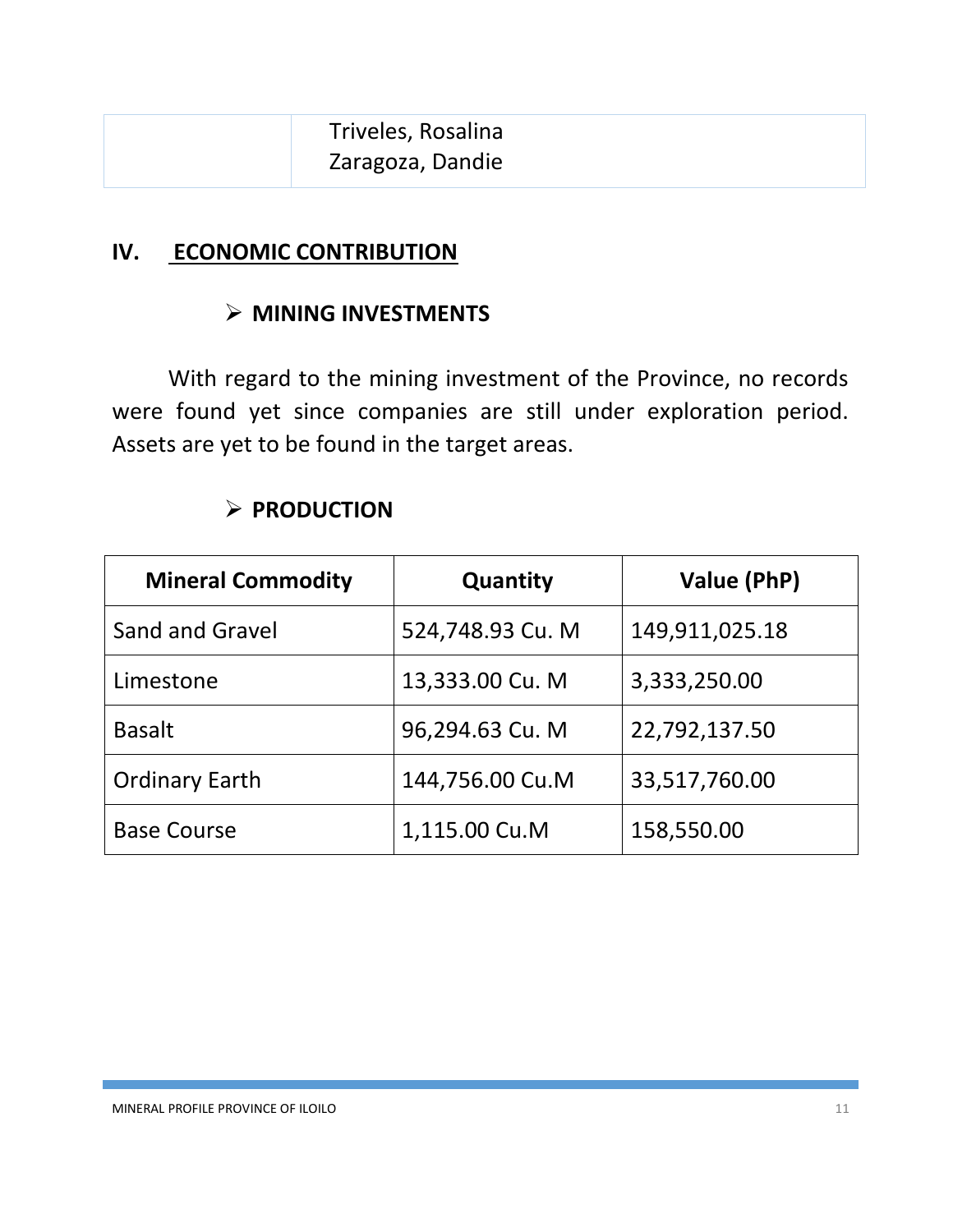| | Triveles, Rosalina<br>Zaragoza, Dandie |
|---|---|

## IV. ECONOMIC CONTRIBUTION

### ➢ MINING INVESTMENTS

With regard to the mining investment of the Province, no records were found yet since companies are still under exploration period. Assets are yet to be found in the target areas.

### ➢ PRODUCTION

| Mineral Commodity | Quantity | Value (PhP) |
|---|---|---|
| Sand and Gravel | 524,748.93 Cu. M | 149,911,025.18 |
| Limestone | 13,333.00 Cu. M | 3,333,250.00 |
| Basalt | 96,294.63 Cu. M | 22,792,137.50 |
| Ordinary Earth | 144,756.00 Cu.M | 33,517,760.00 |
| Base Course | 1,115.00 Cu.M | 158,550.00 |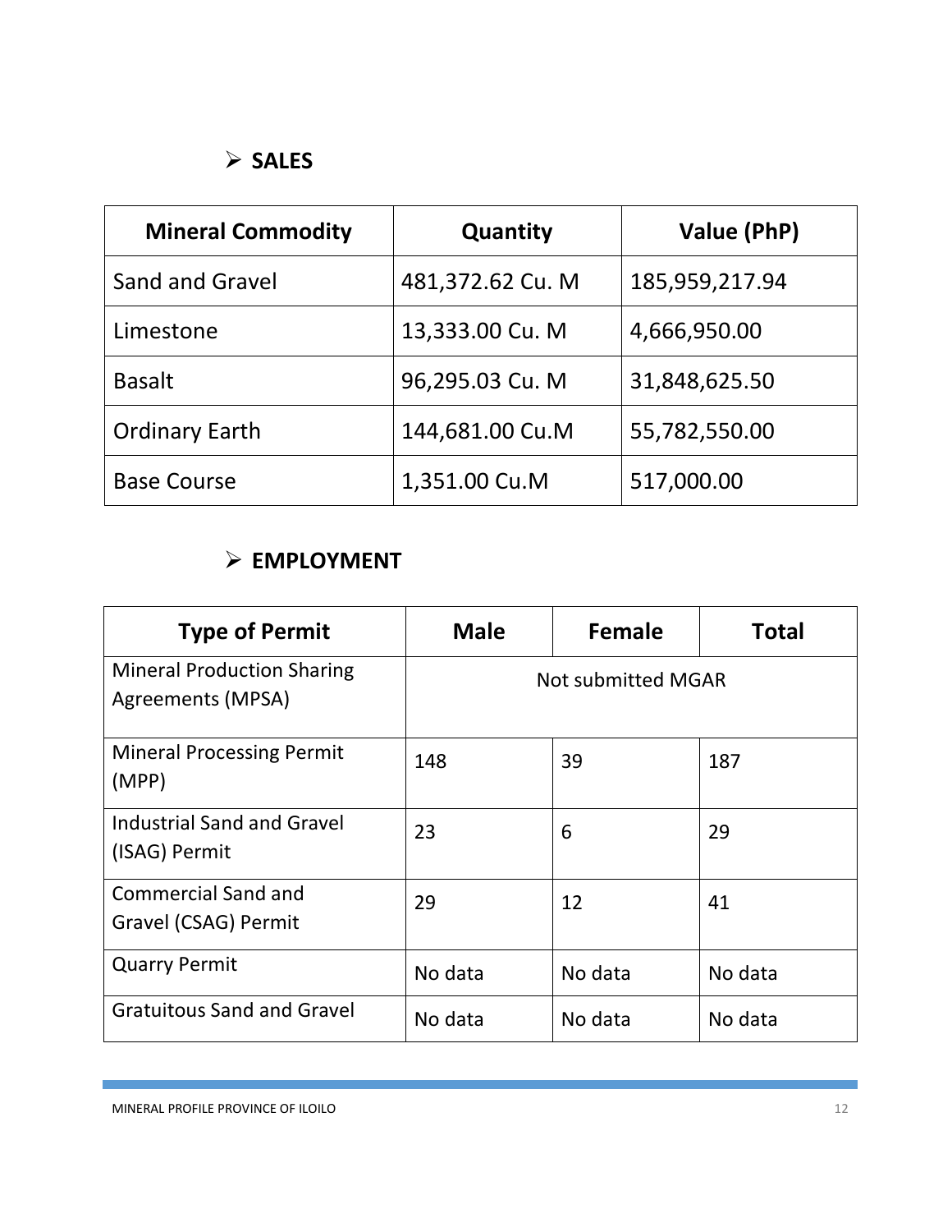## ➢ SALES

| Mineral Commodity | Quantity | Value (PhP) |
|---|---|---|
| Sand and Gravel | 481,372.62 Cu. M | 185,959,217.94 |
| Limestone | 13,333.00 Cu. M | 4,666,950.00 |
| Basalt | 96,295.03 Cu. M | 31,848,625.50 |
| Ordinary Earth | 144,681.00 Cu.M | 55,782,550.00 |
| Base Course | 1,351.00 Cu.M | 517,000.00 |

## ➢ EMPLOYMENT

| Type of Permit | Male | Female | Total |
|---|---|---|---|
| Mineral Production Sharing Agreements (MPSA) | Not submitted MGAR | | |
| Mineral Processing Permit (MPP) | 148 | 39 | 187 |
| Industrial Sand and Gravel (ISAG) Permit | 23 | 6 | 29 |
| Commercial Sand and Gravel (CSAG) Permit | 29 | 12 | 41 |
| Quarry Permit | No data | No data | No data |
| Gratuitous Sand and Gravel | No data | No data | No data |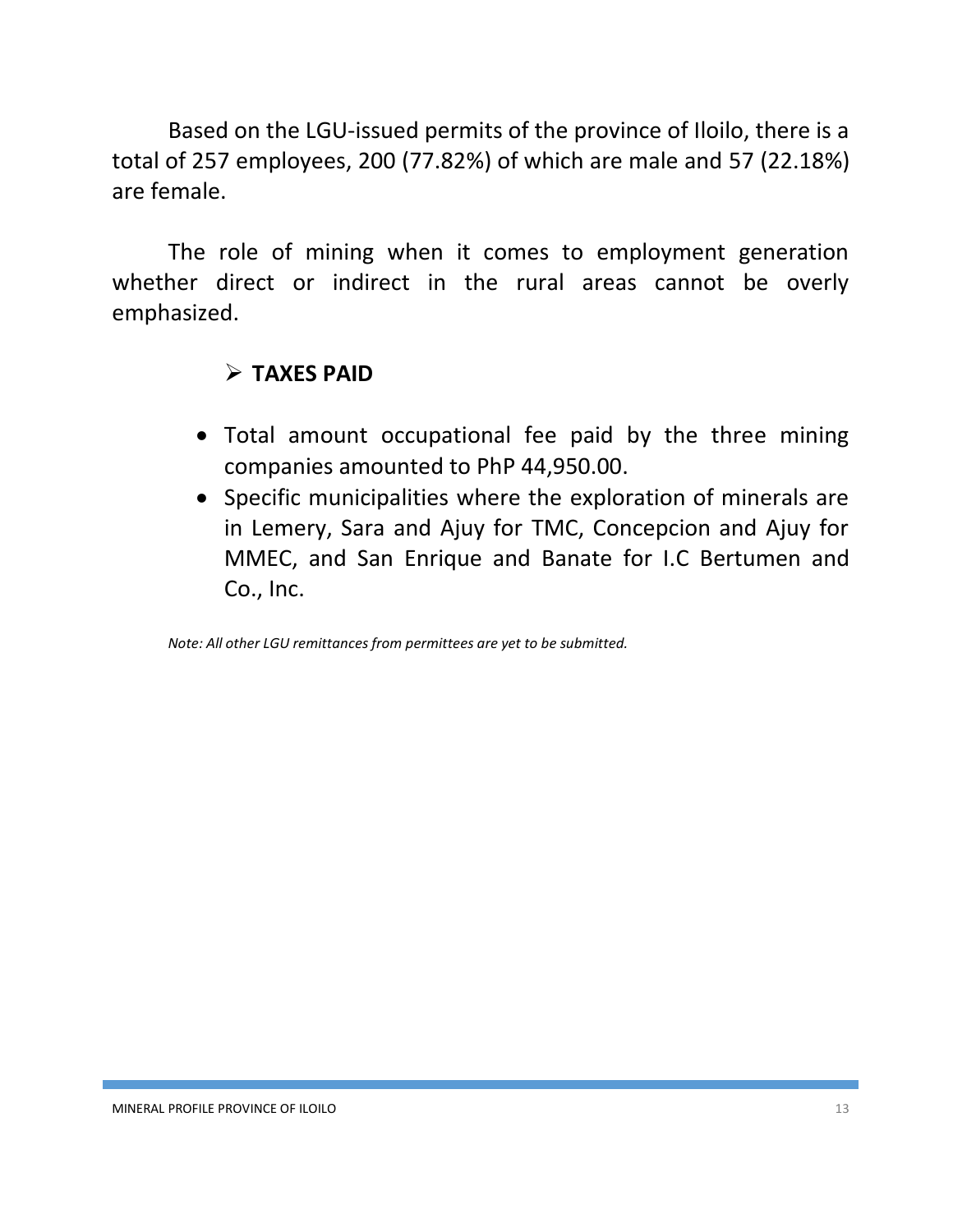Based on the LGU-issued permits of the province of Iloilo, there is a total of 257 employees, 200 (77.82%) of which are male and 57 (22.18%) are female.

The role of mining when it comes to employment generation whether direct or indirect in the rural areas cannot be overly emphasized.

- **TAXES PAID**

  - Total amount occupational fee paid by the three mining companies amounted to PhP 44,950.00.
  - Specific municipalities where the exploration of minerals are in Lemery, Sara and Ajuy for TMC, Concepcion and Ajuy for MMEC, and San Enrique and Banate for I.C Bertumen and Co., Inc.

*Note: All other LGU remittances from permittees are yet to be submitted.*